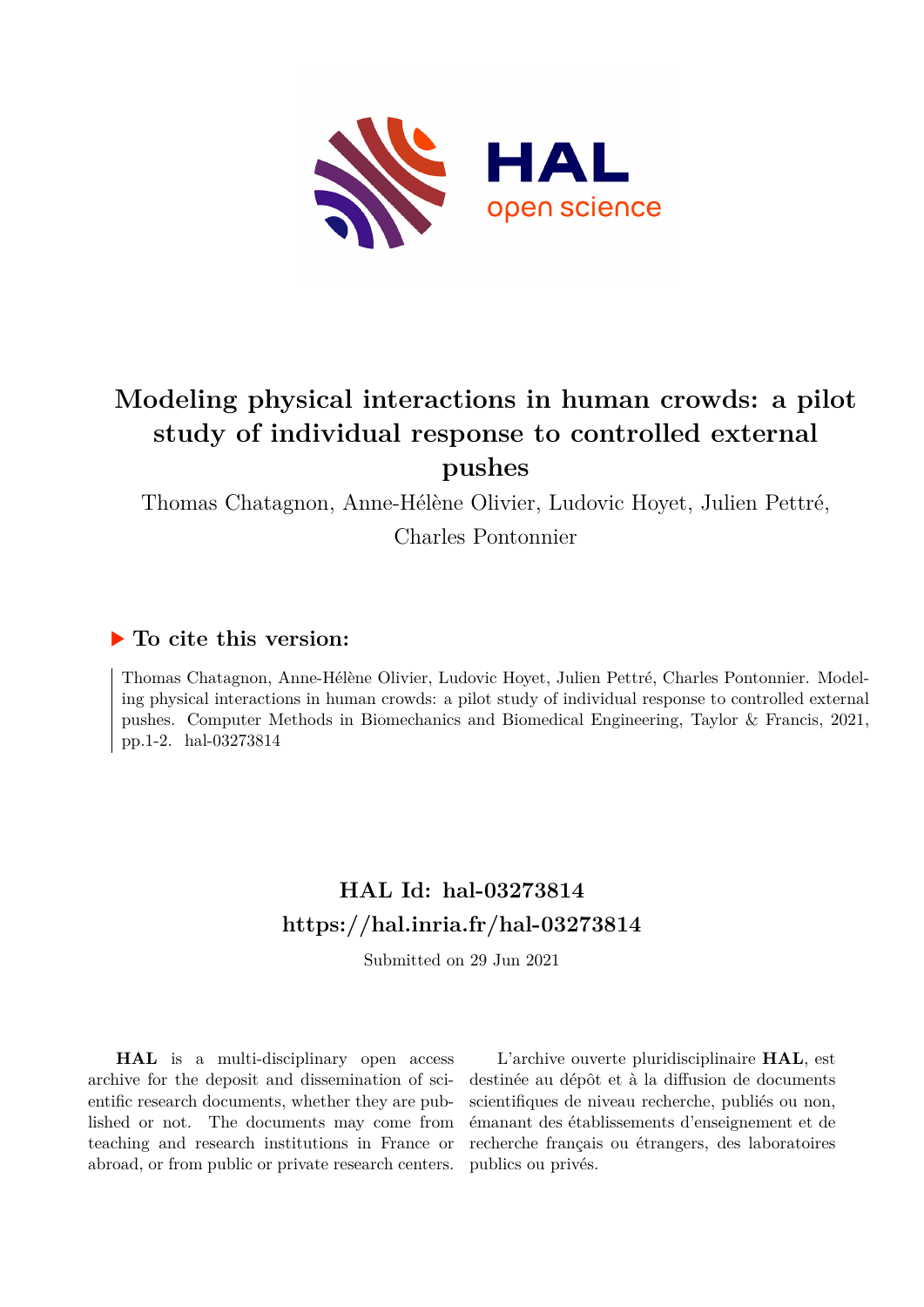# Modeling physical interactions in human crowds: a pilot study of individual response to controlled external pushes

Thomas Chatagnon, Anne-Hélène Olivier, Ludovic Hoyet, Julien Pettré, Charles Pontonnier

## ▶ To cite this version:

Thomas Chatagnon, Anne-Hélène Olivier, Ludovic Hoyet, Julien Pettré, Charles Pontonnier. Modeling physical interactions in human crowds: a pilot study of individual response to controlled external pushes. Computer Methods in Biomechanics and Biomedical Engineering, Taylor & Francis, 2021, pp.1-2. hal-03273814

## HAL Id: hal-03273814
## https://hal.inria.fr/hal-03273814

Submitted on 29 Jun 2021

**HAL** is a multi-disciplinary open access archive for the deposit and dissemination of scientific research documents, whether they are published or not. The documents may come from teaching and research institutions in France or abroad, or from public or private research centers.

L'archive ouverte pluridisciplinaire **HAL**, est destinée au dépôt et à la diffusion de documents scientifiques de niveau recherche, publiés ou non, émanant des établissements d'enseignement et de recherche français ou étrangers, des laboratoires publics ou privés.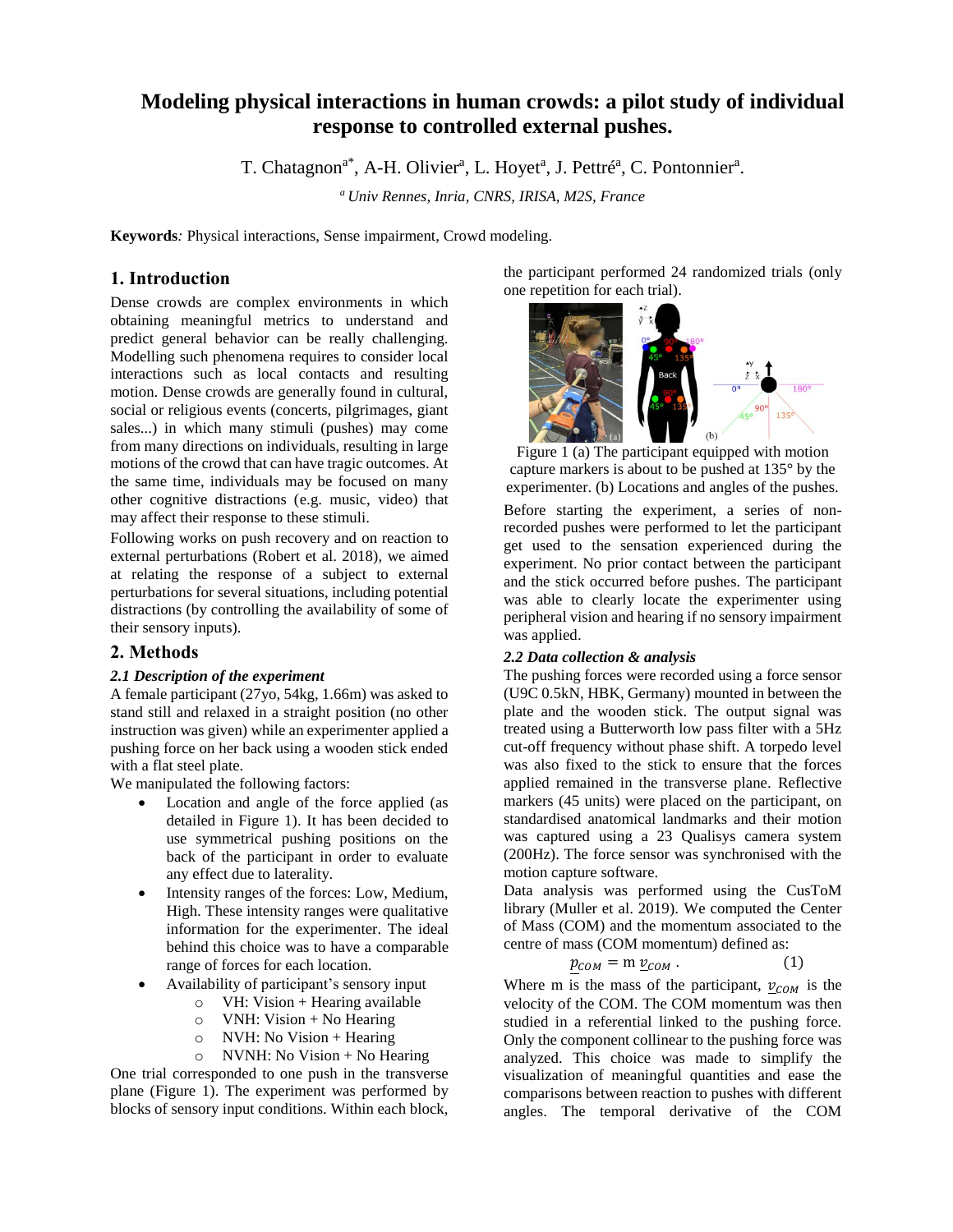# Modeling physical interactions in human crowds: a pilot study of individual response to controlled external pushes.

T. Chatagnon[a*], A-H. Olivier[a], L. Hoyet[a], J. Pettré[a], C. Pontonnier[a].

[a] *Univ Rennes, Inria, CNRS, IRISA, M2S, France*

**Keywords***:* Physical interactions, Sense impairment, Crowd modeling.

## 1. Introduction

Dense crowds are complex environments in which obtaining meaningful metrics to understand and predict general behavior can be really challenging. Modelling such phenomena requires to consider local interactions such as local contacts and resulting motion. Dense crowds are generally found in cultural, social or religious events (concerts, pilgrimages, giant sales...) in which many stimuli (pushes) may come from many directions on individuals, resulting in large motions of the crowd that can have tragic outcomes. At the same time, individuals may be focused on many other cognitive distractions (e.g. music, video) that may affect their response to these stimuli.

Following works on push recovery and on reaction to external perturbations (Robert et al. 2018), we aimed at relating the response of a subject to external perturbations for several situations, including potential distractions (by controlling the availability of some of their sensory inputs).

## 2. Methods

### *2.1 Description of the experiment*

A female participant (27yo, 54kg, 1.66m) was asked to stand still and relaxed in a straight position (no other instruction was given) while an experimenter applied a pushing force on her back using a wooden stick ended with a flat steel plate.

We manipulated the following factors:

- Location and angle of the force applied (as detailed in Figure 1). It has been decided to use symmetrical pushing positions on the back of the participant in order to evaluate any effect due to laterality.
- Intensity ranges of the forces: Low, Medium, High. These intensity ranges were qualitative information for the experimenter. The ideal behind this choice was to have a comparable range of forces for each location.
- Availability of participant's sensory input
  - VH: Vision + Hearing available
  - VNH: Vision + No Hearing
  - NVH: No Vision + Hearing
  - NVNH: No Vision + No Hearing

One trial corresponded to one push in the transverse plane (Figure 1). The experiment was performed by blocks of sensory input conditions. Within each block, the participant performed 24 randomized trials (only one repetition for each trial).

Figure 1 (a) The participant equipped with motion capture markers is about to be pushed at 135° by the experimenter. (b) Locations and angles of the pushes.

Before starting the experiment, a series of non-recorded pushes were performed to let the participant get used to the sensation experienced during the experiment. No prior contact between the participant and the stick occurred before pushes. The participant was able to clearly locate the experimenter using peripheral vision and hearing if no sensory impairment was applied.

### *2.2 Data collection & analysis*

The pushing forces were recorded using a force sensor (U9C 0.5kN, HBK, Germany) mounted in between the plate and the wooden stick. The output signal was treated using a Butterworth low pass filter with a 5Hz cut-off frequency without phase shift. A torpedo level was also fixed to the stick to ensure that the forces applied remained in the transverse plane. Reflective markers (45 units) were placed on the participant, on standardised anatomical landmarks and their motion was captured using a 23 Qualisys camera system (200Hz). The force sensor was synchronised with the motion capture software.

Data analysis was performed using the CusToM library (Muller et al. 2019). We computed the Center of Mass (COM) and the momentum associated to the centre of mass (COM momentum) defined as:

$$\underline{p}_{COM} = \mathrm{m}\ \underline{v}_{COM}\ . \qquad (1)$$

Where m is the mass of the participant, $\underline{v}_{COM}$ is the velocity of the COM. The COM momentum was then studied in a referential linked to the pushing force. Only the component collinear to the pushing force was analyzed. This choice was made to simplify the visualization of meaningful quantities and ease the comparisons between reaction to pushes with different angles. The temporal derivative of the COM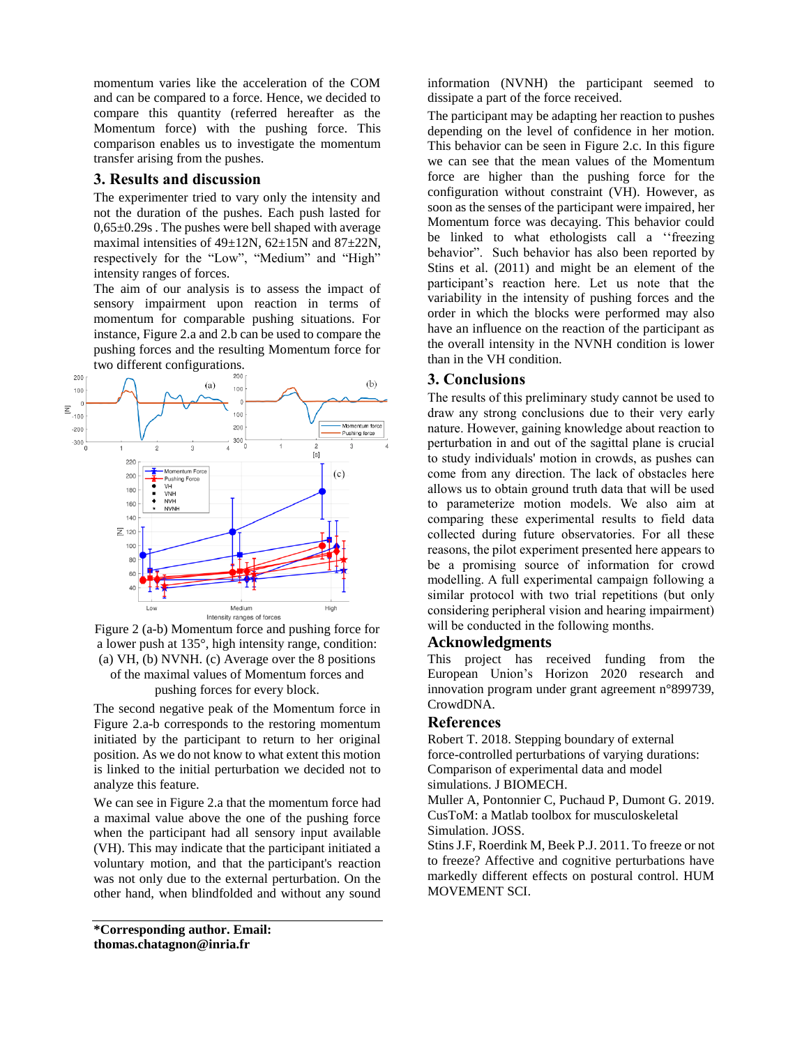momentum varies like the acceleration of the COM and can be compared to a force. Hence, we decided to compare this quantity (referred hereafter as the Momentum force) with the pushing force. This comparison enables us to investigate the momentum transfer arising from the pushes.

## 3. Results and discussion

The experimenter tried to vary only the intensity and not the duration of the pushes. Each push lasted for 0,65±0.29s . The pushes were bell shaped with average maximal intensities of 49±12N, 62±15N and 87±22N, respectively for the "Low", "Medium" and "High" intensity ranges of forces.

The aim of our analysis is to assess the impact of sensory impairment upon reaction in terms of momentum for comparable pushing situations. For instance, Figure 2.a and 2.b can be used to compare the pushing forces and the resulting Momentum force for two different configurations.

(a)
(b)
[N]
200
100
0
-100
-200
-300
0 1 2 3 4
[s]
Momentum force
Pushing force

(c)
[N]
220
200
180
160
140
120
100
80
60
40
Momentum Force
Pushing Force
VH
VNH
NVH
NVNH
Low
Medium
High
Intensity ranges of forces

Figure 2 (a-b) Momentum force and pushing force for a lower push at 135°, high intensity range, condition: (a) VH, (b) NVNH. (c) Average over the 8 positions of the maximal values of Momentum forces and pushing forces for every block.

The second negative peak of the Momentum force in Figure 2.a-b corresponds to the restoring momentum initiated by the participant to return to her original position. As we do not know to what extent this motion is linked to the initial perturbation we decided not to analyze this feature.

We can see in Figure 2.a that the momentum force had a maximal value above the one of the pushing force when the participant had all sensory input available (VH). This may indicate that the participant initiated a voluntary motion, and that the participant's reaction was not only due to the external perturbation. On the other hand, when blindfolded and without any sound information (NVNH) the participant seemed to dissipate a part of the force received.

The participant may be adapting her reaction to pushes depending on the level of confidence in her motion. This behavior can be seen in Figure 2.c. In this figure we can see that the mean values of the Momentum force are higher than the pushing force for the configuration without constraint (VH). However, as soon as the senses of the participant were impaired, her Momentum force was decaying. This behavior could be linked to what ethologists call a ''freezing behavior". Such behavior has also been reported by Stins et al. (2011) and might be an element of the participant's reaction here. Let us note that the variability in the intensity of pushing forces and the order in which the blocks were performed may also have an influence on the reaction of the participant as the overall intensity in the NVNH condition is lower than in the VH condition.

## 3. Conclusions

The results of this preliminary study cannot be used to draw any strong conclusions due to their very early nature. However, gaining knowledge about reaction to perturbation in and out of the sagittal plane is crucial to study individuals' motion in crowds, as pushes can come from any direction. The lack of obstacles here allows us to obtain ground truth data that will be used to parameterize motion models. We also aim at comparing these experimental results to field data collected during future observatories. For all these reasons, the pilot experiment presented here appears to be a promising source of information for crowd modelling. A full experimental campaign following a similar protocol with two trial repetitions (but only considering peripheral vision and hearing impairment) will be conducted in the following months.

## Acknowledgments

This project has received funding from the European Union's Horizon 2020 research and innovation program under grant agreement n°899739, CrowdDNA.

## References

Robert T. 2018. Stepping boundary of external force-controlled perturbations of varying durations: Comparison of experimental data and model simulations. J BIOMECH.

Muller A, Pontonnier C, Puchaud P, Dumont G. 2019. CusToM: a Matlab toolbox for musculoskeletal Simulation. JOSS.

Stins J.F, Roerdink M, Beek P.J. 2011. To freeze or not to freeze? Affective and cognitive perturbations have markedly different effects on postural control. HUM MOVEMENT SCI.

**\*Corresponding author. Email: thomas.chatagnon@inria.fr**